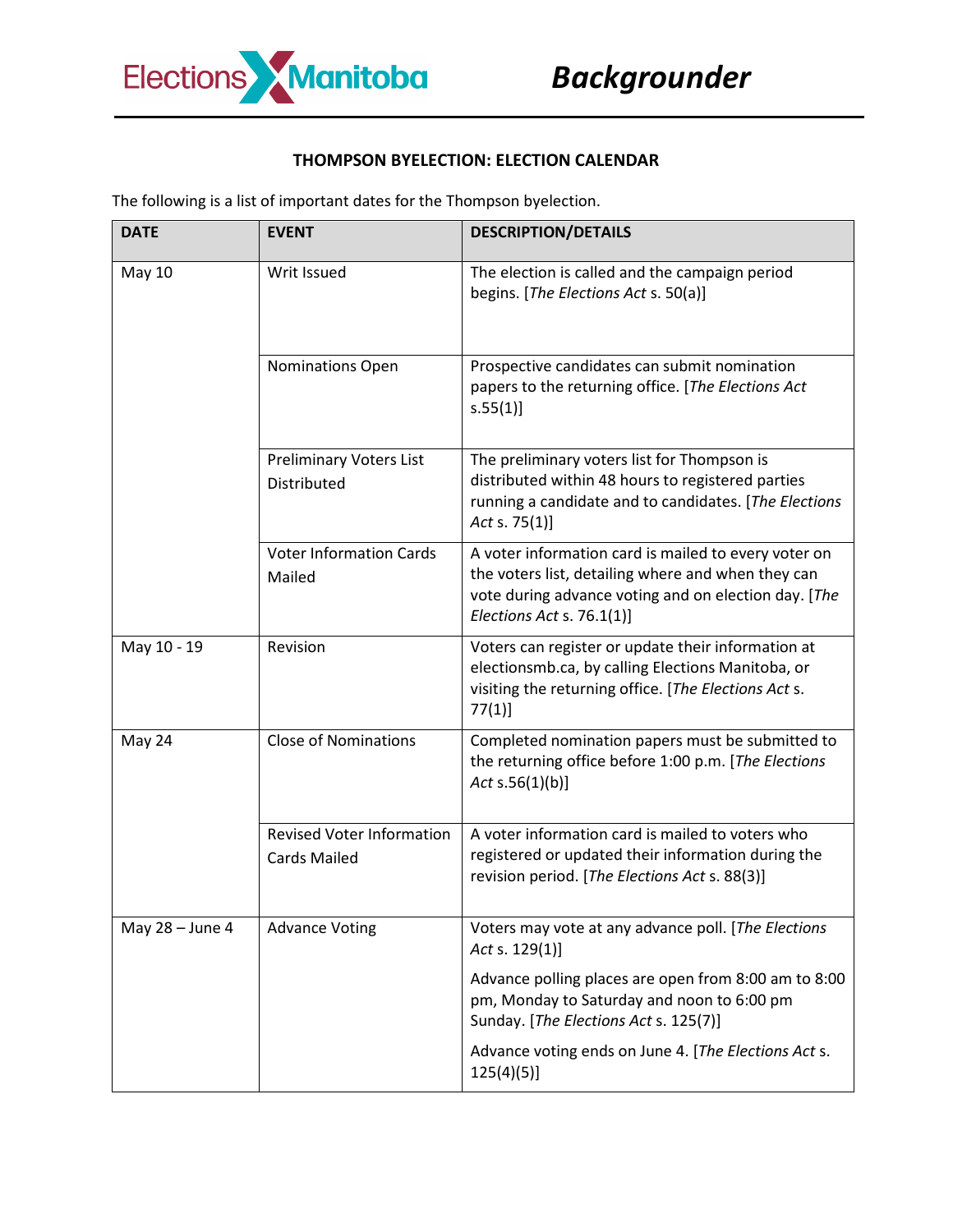**Elections Manitoba**

# Backgrounder

## THOMPSON BYELECTION: ELECTION CALENDAR

The following is a list of important dates for the Thompson byelection.

| DATE | EVENT | DESCRIPTION/DETAILS |
|---|---|---|
| May 10 | Writ Issued | The election is called and the campaign period begins. [*The Elections Act* s. 50(a)] |
| | Nominations Open | Prospective candidates can submit nomination papers to the returning office. [*The Elections Act* s.55(1)] |
| | Preliminary Voters List Distributed | The preliminary voters list for Thompson is distributed within 48 hours to registered parties running a candidate and to candidates. [*The Elections Act* s. 75(1)] |
| | Voter Information Cards Mailed | A voter information card is mailed to every voter on the voters list, detailing where and when they can vote during advance voting and on election day. [*The Elections Act* s. 76.1(1)] |
| May 10 - 19 | Revision | Voters can register or update their information at electionsmb.ca, by calling Elections Manitoba, or visiting the returning office. [*The Elections Act* s. 77(1)] |
| May 24 | Close of Nominations | Completed nomination papers must be submitted to the returning office before 1:00 p.m. [*The Elections Act* s.56(1)(b)] |
| | Revised Voter Information Cards Mailed | A voter information card is mailed to voters who registered or updated their information during the revision period. [*The Elections Act* s. 88(3)] |
| May 28 – June 4 | Advance Voting | Voters may vote at any advance poll. [*The Elections Act* s. 129(1)]<br><br>Advance polling places are open from 8:00 am to 8:00 pm, Monday to Saturday and noon to 6:00 pm Sunday. [*The Elections Act* s. 125(7)]<br><br>Advance voting ends on June 4. [*The Elections Act* s. 125(4)(5)] |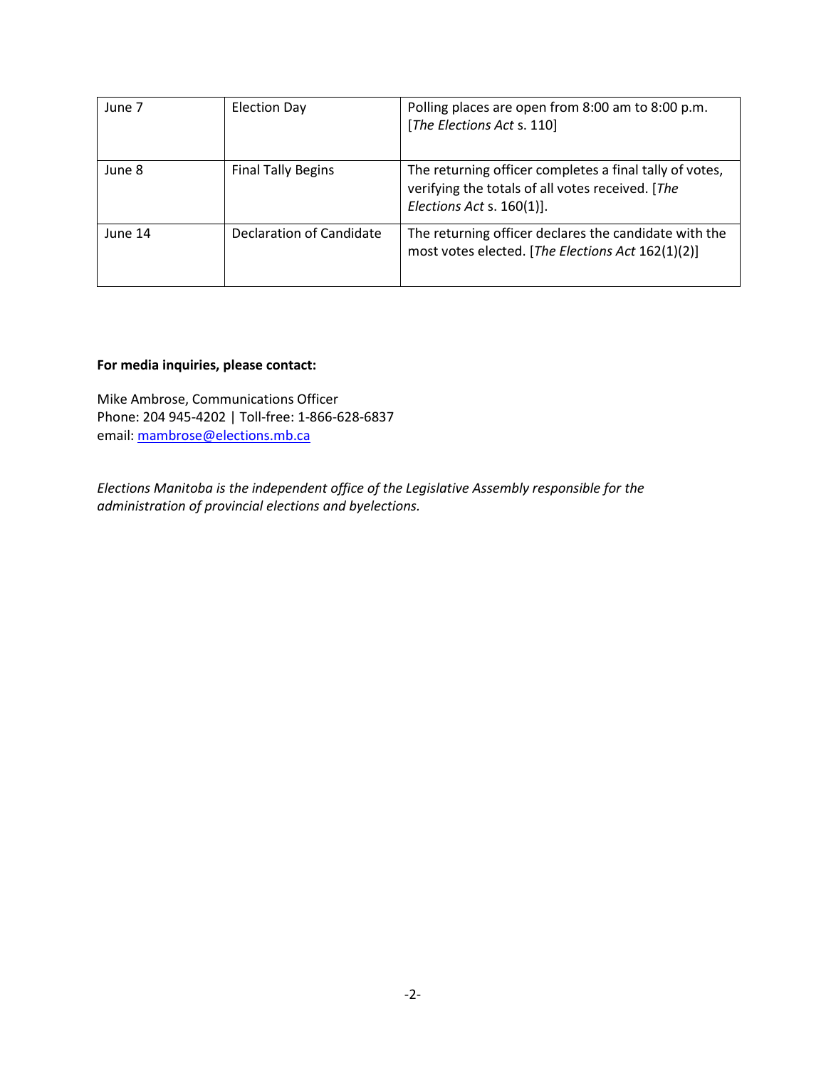| | | |
|---|---|---|
| June 7 | Election Day | Polling places are open from 8:00 am to 8:00 p.m. [*The Elections Act* s. 110] |
| June 8 | Final Tally Begins | The returning officer completes a final tally of votes, verifying the totals of all votes received. [*The Elections Act* s. 160(1)]. |
| June 14 | Declaration of Candidate | The returning officer declares the candidate with the most votes elected. [*The Elections Act* 162(1)(2)] |

**For media inquiries, please contact:**

Mike Ambrose, Communications Officer
Phone: 204 945-4202 | Toll-free: 1-866-628-6837
email: mambrose@elections.mb.ca

*Elections Manitoba is the independent office of the Legislative Assembly responsible for the administration of provincial elections and byelections.*